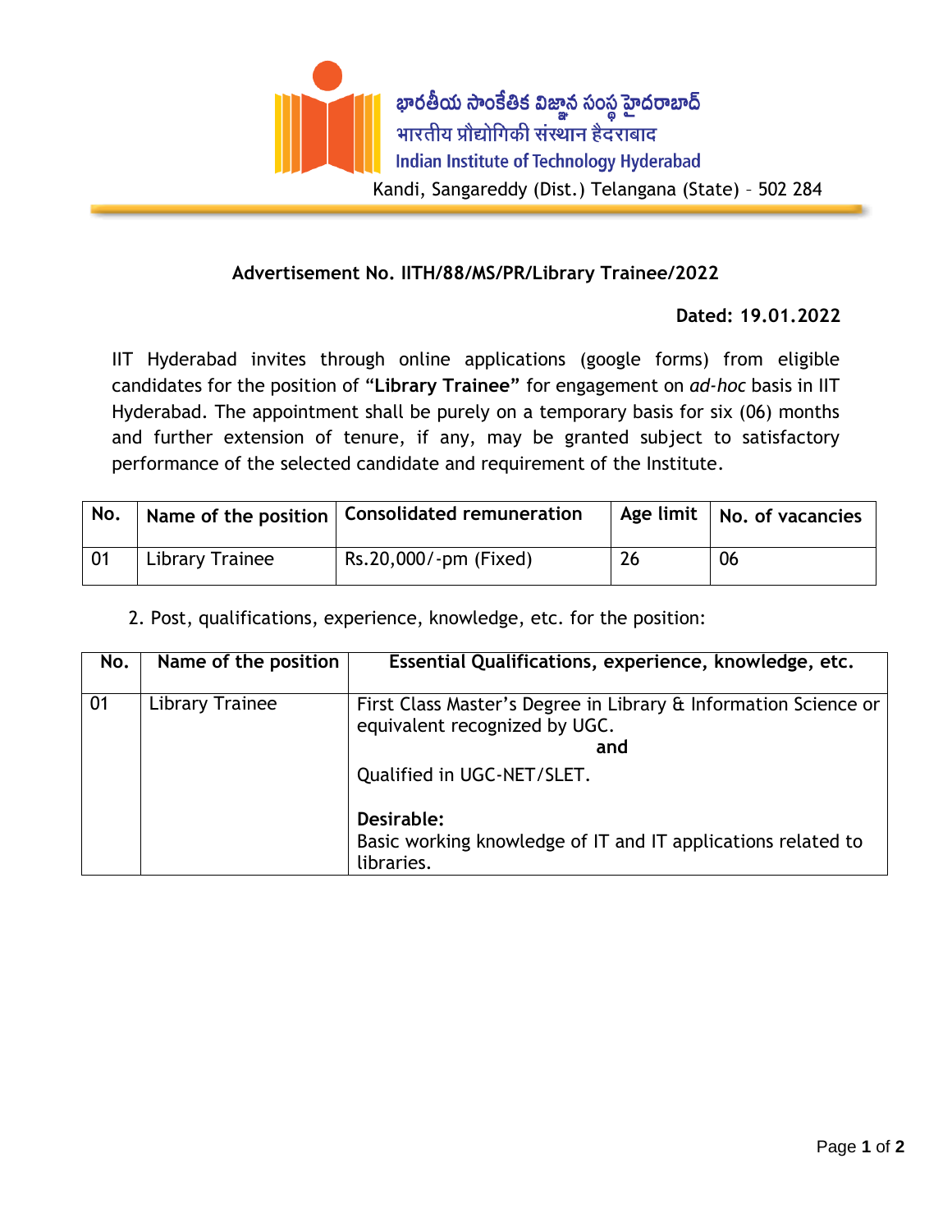భారతీయ సాంకేతిక విజ్ఞాన సంస్థ హైదరాబాద్
भारतीय प्रौद्योगिकी संस्थान हैदराबाद
Indian Institute of Technology Hyderabad
Kandi, Sangareddy (Dist.) Telangana (State) – 502 284

**Advertisement No. IITH/88/MS/PR/Library Trainee/2022**

**Dated: 19.01.2022**

IIT Hyderabad invites through online applications (google forms) from eligible candidates for the position of **"Library Trainee"** for engagement on *ad-hoc* basis in IIT Hyderabad. The appointment shall be purely on a temporary basis for six (06) months and further extension of tenure, if any, may be granted subject to satisfactory performance of the selected candidate and requirement of the Institute.

| No. | Name of the position | Consolidated remuneration | Age limit | No. of vacancies |
|---|---|---|---|---|
| 01 | Library Trainee | Rs.20,000/-pm (Fixed) | 26 | 06 |

2. Post, qualifications, experience, knowledge, etc. for the position:

| No. | Name of the position | Essential Qualifications, experience, knowledge, etc. |
|---|---|---|
| 01 | Library Trainee | First Class Master's Degree in Library & Information Science or equivalent recognized by UGC. **and** Qualified in UGC-NET/SLET. **Desirable:** Basic working knowledge of IT and IT applications related to libraries. |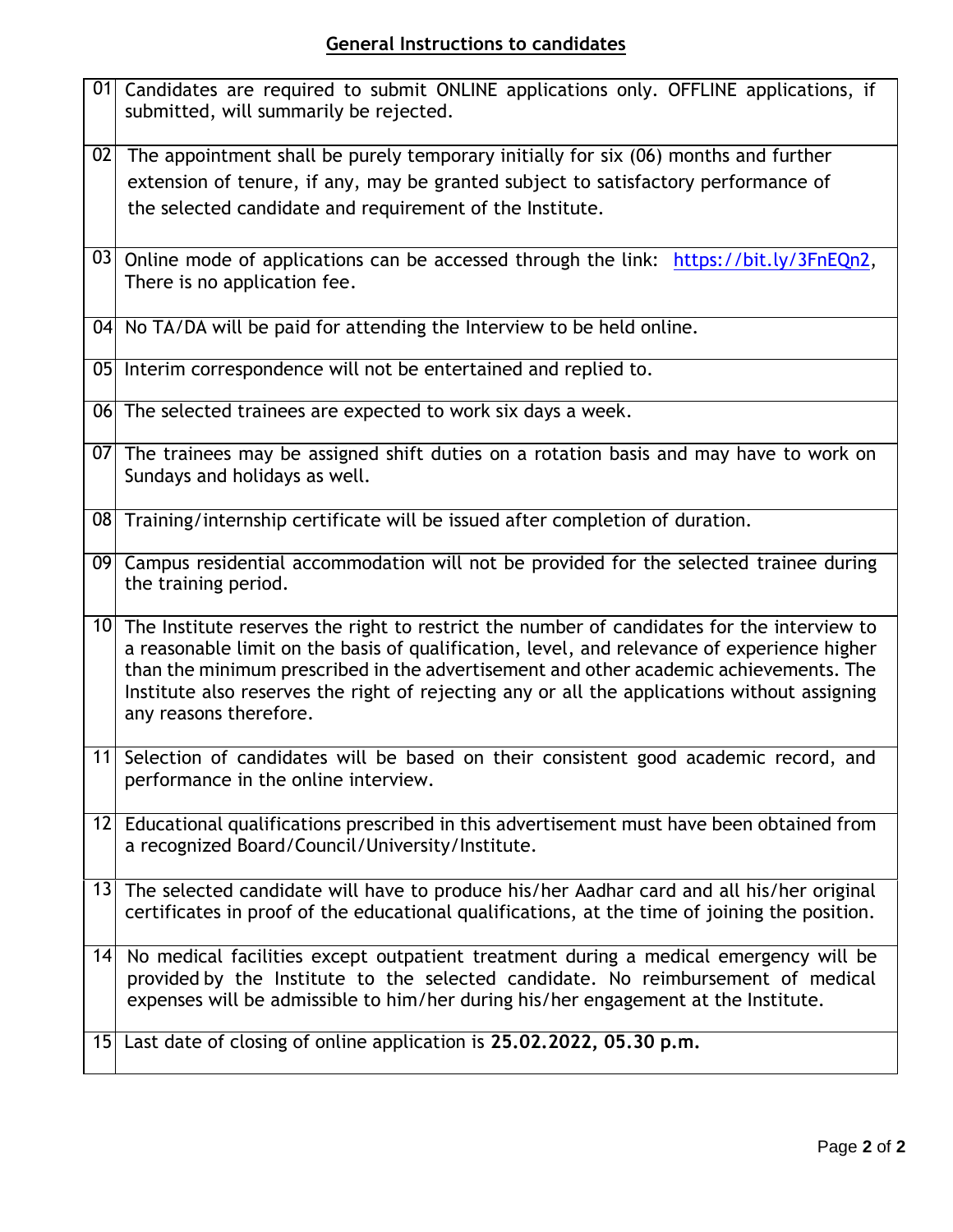## General Instructions to candidates

| | |
|---|---|
| 01 | Candidates are required to submit ONLINE applications only. OFFLINE applications, if submitted, will summarily be rejected. |
| 02 | The appointment shall be purely temporary initially for six (06) months and further extension of tenure, if any, may be granted subject to satisfactory performance of the selected candidate and requirement of the Institute. |
| 03 | Online mode of applications can be accessed through the link: https://bit.ly/3FnEQn2, There is no application fee. |
| 04 | No TA/DA will be paid for attending the Interview to be held online. |
| 05 | Interim correspondence will not be entertained and replied to. |
| 06 | The selected trainees are expected to work six days a week. |
| 07 | The trainees may be assigned shift duties on a rotation basis and may have to work on Sundays and holidays as well. |
| 08 | Training/internship certificate will be issued after completion of duration. |
| 09 | Campus residential accommodation will not be provided for the selected trainee during the training period. |
| 10 | The Institute reserves the right to restrict the number of candidates for the interview to a reasonable limit on the basis of qualification, level, and relevance of experience higher than the minimum prescribed in the advertisement and other academic achievements. The Institute also reserves the right of rejecting any or all the applications without assigning any reasons therefore. |
| 11 | Selection of candidates will be based on their consistent good academic record, and performance in the online interview. |
| 12 | Educational qualifications prescribed in this advertisement must have been obtained from a recognized Board/Council/University/Institute. |
| 13 | The selected candidate will have to produce his/her Aadhar card and all his/her original certificates in proof of the educational qualifications, at the time of joining the position. |
| 14 | No medical facilities except outpatient treatment during a medical emergency will be provided by the Institute to the selected candidate. No reimbursement of medical expenses will be admissible to him/her during his/her engagement at the Institute. |
| 15 | Last date of closing of online application is **25.02.2022, 05.30 p.m.** |